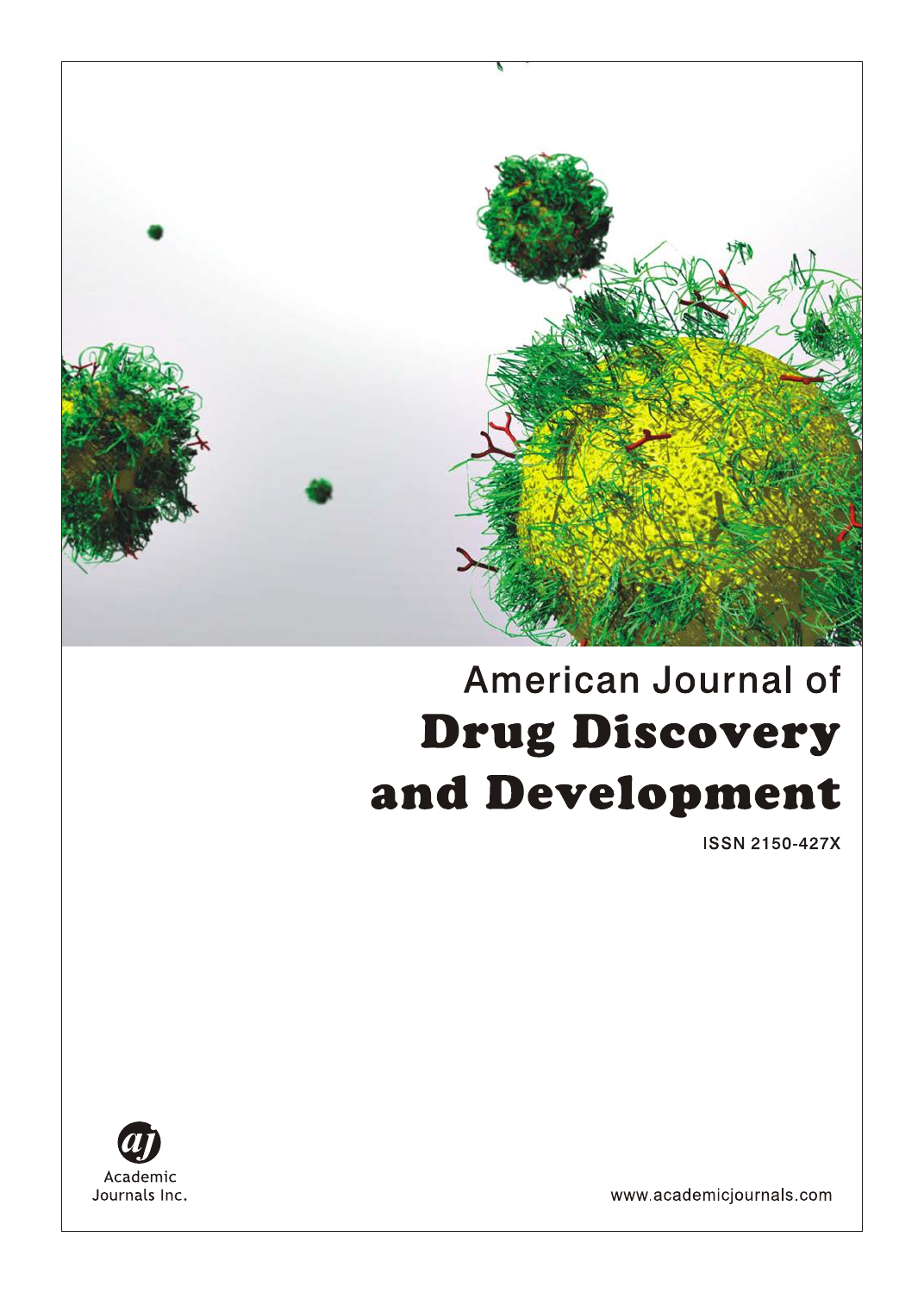American Journal of

# Drug Discovery and Development

ISSN 2150-427X

Academic Journals Inc.

www.academicjournals.com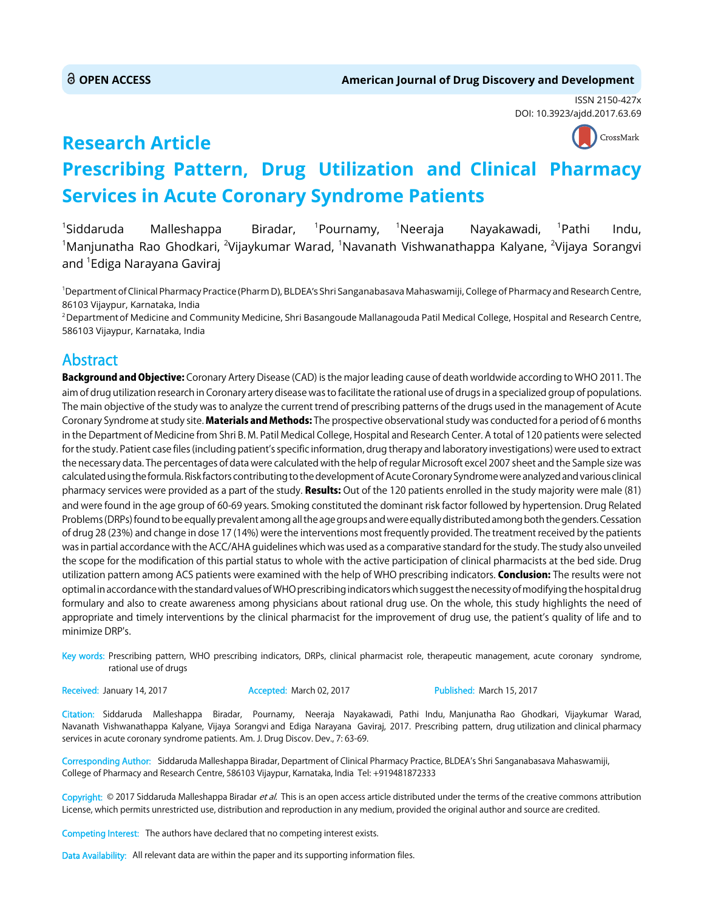OPEN ACCESS

American Journal of Drug Discovery and Development

ISSN 2150-427x
DOI: 10.3923/ajdd.2017.63.69

# Research Article
# Prescribing Pattern, Drug Utilization and Clinical Pharmacy Services in Acute Coronary Syndrome Patients

[1]Siddaruda Malleshappa Biradar, [1]Pournamy, [1]Neeraja Nayakawadi, [1]Pathi Indu, [1]Manjunatha Rao Ghodkari, [2]Vijaykumar Warad, [1]Navanath Vishwanathappa Kalyane, [2]Vijaya Sorangvi and [1]Ediga Narayana Gaviraj

[1]Department of Clinical Pharmacy Practice (Pharm D), BLDEA's Shri Sanganabasava Mahaswamiji, College of Pharmacy and Research Centre, 86103 Vijaypur, Karnataka, India

[2]Department of Medicine and Community Medicine, Shri Basangoude Mallanagouda Patil Medical College, Hospital and Research Centre, 586103 Vijaypur, Karnataka, India

## Abstract

**Background and Objective:** Coronary Artery Disease (CAD) is the major leading cause of death worldwide according to WHO 2011. The aim of drug utilization research in Coronary artery disease was to facilitate the rational use of drugs in a specialized group of populations. The main objective of the study was to analyze the current trend of prescribing patterns of the drugs used in the management of Acute Coronary Syndrome at study site. **Materials and Methods:** The prospective observational study was conducted for a period of 6 months in the Department of Medicine from Shri B. M. Patil Medical College, Hospital and Research Center. A total of 120 patients were selected for the study. Patient case files (including patient's specific information, drug therapy and laboratory investigations) were used to extract the necessary data. The percentages of data were calculated with the help of regular Microsoft excel 2007 sheet and the Sample size was calculated using the formula. Risk factors contributing to the development of Acute Coronary Syndrome were analyzed and various clinical pharmacy services were provided as a part of the study. **Results:** Out of the 120 patients enrolled in the study majority were male (81) and were found in the age group of 60-69 years. Smoking constituted the dominant risk factor followed by hypertension. Drug Related Problems (DRPs) found to be equally prevalent among all the age groups and were equally distributed among both the genders. Cessation of drug 28 (23%) and change in dose 17 (14%) were the interventions most frequently provided. The treatment received by the patients was in partial accordance with the ACC/AHA guidelines which was used as a comparative standard for the study. The study also unveiled the scope for the modification of this partial status to whole with the active participation of clinical pharmacists at the bed side. Drug utilization pattern among ACS patients were examined with the help of WHO prescribing indicators. **Conclusion:** The results were not optimal in accordance with the standard values of WHO prescribing indicators which suggest the necessity of modifying the hospital drug formulary and also to create awareness among physicians about rational drug use. On the whole, this study highlights the need of appropriate and timely interventions by the clinical pharmacist for the improvement of drug use, the patient's quality of life and to minimize DRP's.

**Key words:** Prescribing pattern, WHO prescribing indicators, DRPs, clinical pharmacist role, therapeutic management, acute coronary syndrome, rational use of drugs

**Received:** January 14, 2017 **Accepted:** March 02, 2017 **Published:** March 15, 2017

**Citation:** Siddaruda Malleshappa Biradar, Pournamy, Neeraja Nayakawadi, Pathi Indu, Manjunatha Rao Ghodkari, Vijaykumar Warad, Navanath Vishwanathappa Kalyane, Vijaya Sorangvi and Ediga Narayana Gaviraj, 2017. Prescribing pattern, drug utilization and clinical pharmacy services in acute coronary syndrome patients. Am. J. Drug Discov. Dev., 7: 63-69.

**Corresponding Author:** Siddaruda Malleshappa Biradar, Department of Clinical Pharmacy Practice, BLDEA's Shri Sanganabasava Mahaswamiji, College of Pharmacy and Research Centre, 586103 Vijaypur, Karnataka, India Tel: +919481872333

**Copyright:** © 2017 Siddaruda Malleshappa Biradar *et al.* This is an open access article distributed under the terms of the creative commons attribution License, which permits unrestricted use, distribution and reproduction in any medium, provided the original author and source are credited.

**Competing Interest:** The authors have declared that no competing interest exists.

**Data Availability:** All relevant data are within the paper and its supporting information files.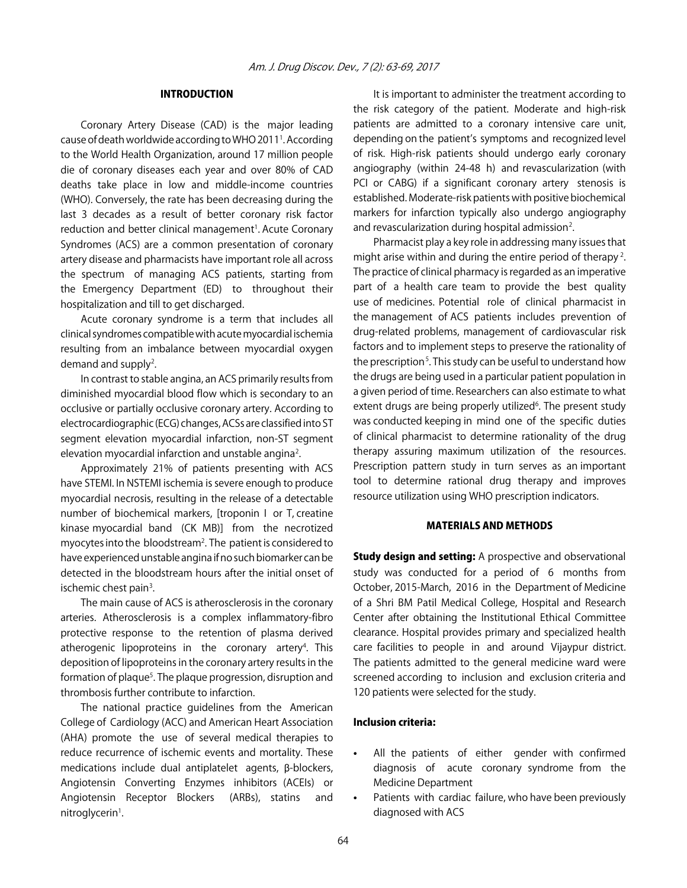## INTRODUCTION

Coronary Artery Disease (CAD) is the major leading cause of death worldwide according to WHO 2011[1]. According to the World Health Organization, around 17 million people die of coronary diseases each year and over 80% of CAD deaths take place in low and middle-income countries (WHO). Conversely, the rate has been decreasing during the last 3 decades as a result of better coronary risk factor reduction and better clinical management[1]. Acute Coronary Syndromes (ACS) are a common presentation of coronary artery disease and pharmacists have important role all across the spectrum of managing ACS patients, starting from the Emergency Department (ED) to throughout their hospitalization and till to get discharged.

Acute coronary syndrome is a term that includes all clinical syndromes compatible with acute myocardial ischemia resulting from an imbalance between myocardial oxygen demand and supply[2].

In contrast to stable angina, an ACS primarily results from diminished myocardial blood flow which is secondary to an occlusive or partially occlusive coronary artery. According to electrocardiographic (ECG) changes, ACSs are classified into ST segment elevation myocardial infarction, non-ST segment elevation myocardial infarction and unstable angina[2].

Approximately 21% of patients presenting with ACS have STEMI. In NSTEMI ischemia is severe enough to produce myocardial necrosis, resulting in the release of a detectable number of biochemical markers, [troponin I or T, creatine kinase myocardial band (CK MB)] from the necrotized myocytes into the bloodstream[2]. The patient is considered to have experienced unstable angina if no such biomarker can be detected in the bloodstream hours after the initial onset of ischemic chest pain[3].

The main cause of ACS is atherosclerosis in the coronary arteries. Atherosclerosis is a complex inflammatory-fibro protective response to the retention of plasma derived atherogenic lipoproteins in the coronary artery[4]. This deposition of lipoproteins in the coronary artery results in the formation of plaque[5]. The plaque progression, disruption and thrombosis further contribute to infarction.

The national practice guidelines from the American College of Cardiology (ACC) and American Heart Association (AHA) promote the use of several medical therapies to reduce recurrence of ischemic events and mortality. These medications include dual antiplatelet agents, β-blockers, Angiotensin Converting Enzymes inhibitors (ACEIs) or Angiotensin Receptor Blockers (ARBs), statins and nitroglycerin[1].

It is important to administer the treatment according to the risk category of the patient. Moderate and high-risk patients are admitted to a coronary intensive care unit, depending on the patient's symptoms and recognized level of risk. High-risk patients should undergo early coronary angiography (within 24-48 h) and revascularization (with PCI or CABG) if a significant coronary artery stenosis is established. Moderate-risk patients with positive biochemical markers for infarction typically also undergo angiography and revascularization during hospital admission[2].

Pharmacist play a key role in addressing many issues that might arise within and during the entire period of therapy[2]. The practice of clinical pharmacy is regarded as an imperative part of a health care team to provide the best quality use of medicines. Potential role of clinical pharmacist in the management of ACS patients includes prevention of drug-related problems, management of cardiovascular risk factors and to implement steps to preserve the rationality of the prescription[5]. This study can be useful to understand how the drugs are being used in a particular patient population in a given period of time. Researchers can also estimate to what extent drugs are being properly utilized[6]. The present study was conducted keeping in mind one of the specific duties of clinical pharmacist to determine rationality of the drug therapy assuring maximum utilization of the resources. Prescription pattern study in turn serves as an important tool to determine rational drug therapy and improves resource utilization using WHO prescription indicators.

## MATERIALS AND METHODS

**Study design and setting:** A prospective and observational study was conducted for a period of 6 months from October, 2015-March, 2016 in the Department of Medicine of a Shri BM Patil Medical College, Hospital and Research Center after obtaining the Institutional Ethical Committee clearance. Hospital provides primary and specialized health care facilities to people in and around Vijaypur district. The patients admitted to the general medicine ward were screened according to inclusion and exclusion criteria and 120 patients were selected for the study.

### Inclusion criteria:

- All the patients of either gender with confirmed diagnosis of acute coronary syndrome from the Medicine Department
- Patients with cardiac failure, who have been previously diagnosed with ACS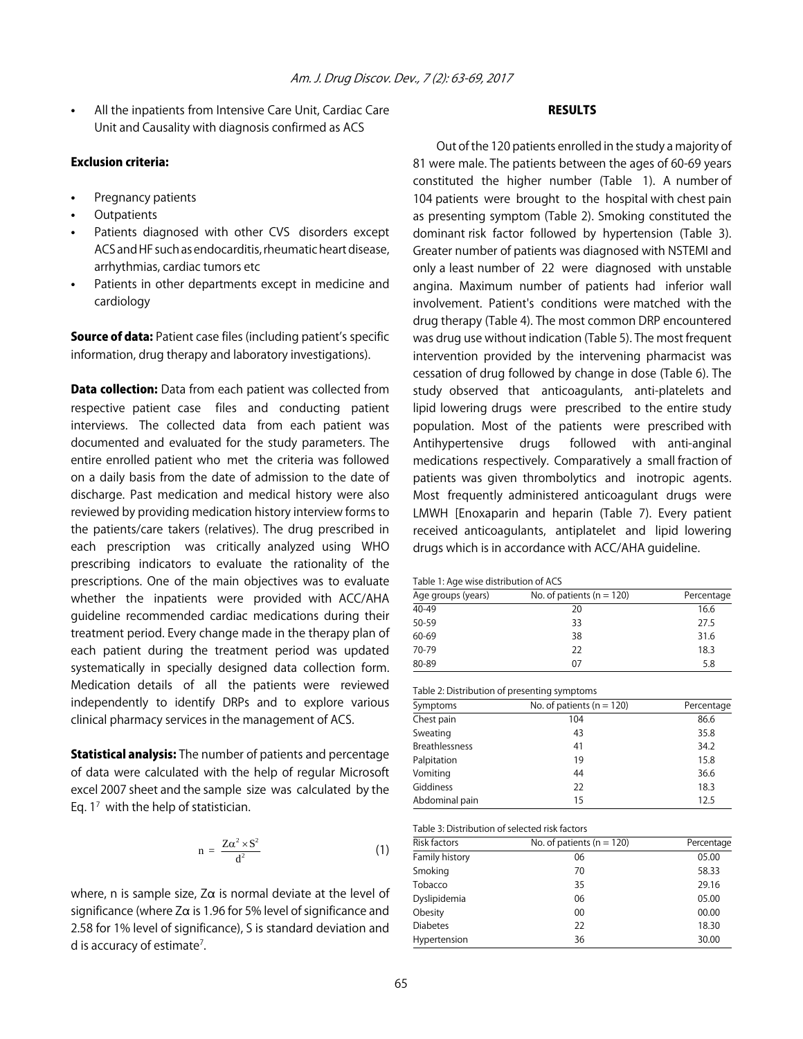- All the inpatients from Intensive Care Unit, Cardiac Care Unit and Causality with diagnosis confirmed as ACS

**Exclusion criteria:**

- Pregnancy patients
- Outpatients
- Patients diagnosed with other CVS disorders except ACS and HF such as endocarditis, rheumatic heart disease, arrhythmias, cardiac tumors etc
- Patients in other departments except in medicine and cardiology

**Source of data:** Patient case files (including patient's specific information, drug therapy and laboratory investigations).

**Data collection:** Data from each patient was collected from respective patient case files and conducting patient interviews. The collected data from each patient was documented and evaluated for the study parameters. The entire enrolled patient who met the criteria was followed on a daily basis from the date of admission to the date of discharge. Past medication and medical history were also reviewed by providing medication history interview forms to the patients/care takers (relatives). The drug prescribed in each prescription was critically analyzed using WHO prescribing indicators to evaluate the rationality of the prescriptions. One of the main objectives was to evaluate whether the inpatients were provided with ACC/AHA guideline recommended cardiac medications during their treatment period. Every change made in the therapy plan of each patient during the treatment period was updated systematically in specially designed data collection form. Medication details of all the patients were reviewed independently to identify DRPs and to explore various clinical pharmacy services in the management of ACS.

**Statistical analysis:** The number of patients and percentage of data were calculated with the help of regular Microsoft excel 2007 sheet and the sample size was calculated by the Eq. 1[7] with the help of statistician.

$$n = \frac{Z\alpha^2 \times S^2}{d^2} \quad (1)$$

where, n is sample size, $Z\alpha$ is normal deviate at the level of significance (where $Z\alpha$ is 1.96 for 5% level of significance and 2.58 for 1% level of significance), S is standard deviation and d is accuracy of estimate[7].

## RESULTS

Out of the 120 patients enrolled in the study a majority of 81 were male. The patients between the ages of 60-69 years constituted the higher number (Table 1). A number of 104 patients were brought to the hospital with chest pain as presenting symptom (Table 2). Smoking constituted the dominant risk factor followed by hypertension (Table 3). Greater number of patients was diagnosed with NSTEMI and only a least number of 22 were diagnosed with unstable angina. Maximum number of patients had inferior wall involvement. Patient's conditions were matched with the drug therapy (Table 4). The most common DRP encountered was drug use without indication (Table 5). The most frequent intervention provided by the intervening pharmacist was cessation of drug followed by change in dose (Table 6). The study observed that anticoagulants, anti-platelets and lipid lowering drugs were prescribed to the entire study population. Most of the patients were prescribed with Antihypertensive drugs followed with anti-anginal medications respectively. Comparatively a small fraction of patients was given thrombolytics and inotropic agents. Most frequently administered anticoagulant drugs were LMWH [Enoxaparin and heparin (Table 7). Every patient received anticoagulants, antiplatelet and lipid lowering drugs which is in accordance with ACC/AHA guideline.

Table 1: Age wise distribution of ACS

| Age groups (years) | No. of patients (n = 120) | Percentage |
|---|---|---|
| 40-49 | 20 | 16.6 |
| 50-59 | 33 | 27.5 |
| 60-69 | 38 | 31.6 |
| 70-79 | 22 | 18.3 |
| 80-89 | 07 | 5.8 |

Table 2: Distribution of presenting symptoms

| Symptoms | No. of patients (n = 120) | Percentage |
|---|---|---|
| Chest pain | 104 | 86.6 |
| Sweating | 43 | 35.8 |
| Breathlessness | 41 | 34.2 |
| Palpitation | 19 | 15.8 |
| Vomiting | 44 | 36.6 |
| Giddiness | 22 | 18.3 |
| Abdominal pain | 15 | 12.5 |

Table 3: Distribution of selected risk factors

| Risk factors | No. of patients (n = 120) | Percentage |
|---|---|---|
| Family history | 06 | 05.00 |
| Smoking | 70 | 58.33 |
| Tobacco | 35 | 29.16 |
| Dyslipidemia | 06 | 05.00 |
| Obesity | 00 | 00.00 |
| Diabetes | 22 | 18.30 |
| Hypertension | 36 | 30.00 |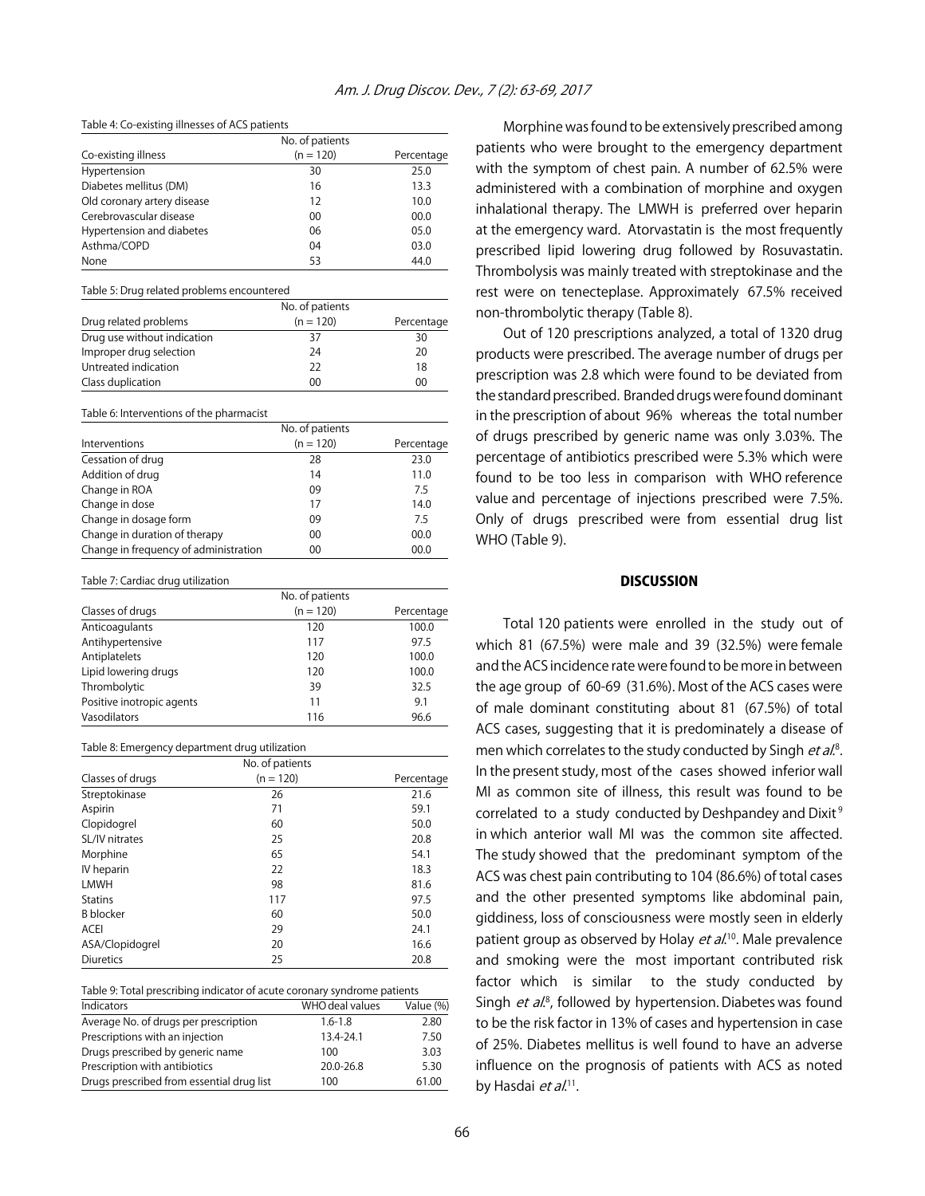Table 4: Co-existing illnesses of ACS patients

| Co-existing illness | No. of patients (n = 120) | Percentage |
|---|---|---|
| Hypertension | 30 | 25.0 |
| Diabetes mellitus (DM) | 16 | 13.3 |
| Old coronary artery disease | 12 | 10.0 |
| Cerebrovascular disease | 00 | 00.0 |
| Hypertension and diabetes | 06 | 05.0 |
| Asthma/COPD | 04 | 03.0 |
| None | 53 | 44.0 |

Table 5: Drug related problems encountered

| Drug related problems | No. of patients (n = 120) | Percentage |
|---|---|---|
| Drug use without indication | 37 | 30 |
| Improper drug selection | 24 | 20 |
| Untreated indication | 22 | 18 |
| Class duplication | 00 | 00 |

Table 6: Interventions of the pharmacist

| Interventions | No. of patients (n = 120) | Percentage |
|---|---|---|
| Cessation of drug | 28 | 23.0 |
| Addition of drug | 14 | 11.0 |
| Change in ROA | 09 | 7.5 |
| Change in dose | 17 | 14.0 |
| Change in dosage form | 09 | 7.5 |
| Change in duration of therapy | 00 | 00.0 |
| Change in frequency of administration | 00 | 00.0 |

Table 7: Cardiac drug utilization

| Classes of drugs | No. of patients (n = 120) | Percentage |
|---|---|---|
| Anticoagulants | 120 | 100.0 |
| Antihypertensive | 117 | 97.5 |
| Antiplatelets | 120 | 100.0 |
| Lipid lowering drugs | 120 | 100.0 |
| Thrombolytic | 39 | 32.5 |
| Positive inotropic agents | 11 | 9.1 |
| Vasodilators | 116 | 96.6 |

Table 8: Emergency department drug utilization

| Classes of drugs | No. of patients (n = 120) | Percentage |
|---|---|---|
| Streptokinase | 26 | 21.6 |
| Aspirin | 71 | 59.1 |
| Clopidogrel | 60 | 50.0 |
| SL/IV nitrates | 25 | 20.8 |
| Morphine | 65 | 54.1 |
| IV heparin | 22 | 18.3 |
| LMWH | 98 | 81.6 |
| Statins | 117 | 97.5 |
| B blocker | 60 | 50.0 |
| ACEI | 29 | 24.1 |
| ASA/Clopidogrel | 20 | 16.6 |
| Diuretics | 25 | 20.8 |

Table 9: Total prescribing indicator of acute coronary syndrome patients

| Indicators | WHO deal values | Value (%) |
|---|---|---|
| Average No. of drugs per prescription | 1.6-1.8 | 2.80 |
| Prescriptions with an injection | 13.4-24.1 | 7.50 |
| Drugs prescribed by generic name | 100 | 3.03 |
| Prescription with antibiotics | 20.0-26.8 | 5.30 |
| Drugs prescribed from essential drug list | 100 | 61.00 |

Morphine was found to be extensively prescribed among patients who were brought to the emergency department with the symptom of chest pain. A number of 62.5% were administered with a combination of morphine and oxygen inhalational therapy. The LMWH is preferred over heparin at the emergency ward. Atorvastatin is the most frequently prescribed lipid lowering drug followed by Rosuvastatin. Thrombolysis was mainly treated with streptokinase and the rest were on tenecteplase. Approximately 67.5% received non-thrombolytic therapy (Table 8).

Out of 120 prescriptions analyzed, a total of 1320 drug products were prescribed. The average number of drugs per prescription was 2.8 which were found to be deviated from the standard prescribed. Branded drugs were found dominant in the prescription of about 96% whereas the total number of drugs prescribed by generic name was only 3.03%. The percentage of antibiotics prescribed were 5.3% which were found to be too less in comparison with WHO reference value and percentage of injections prescribed were 7.5%. Only of drugs prescribed were from essential drug list WHO (Table 9).

## DISCUSSION

Total 120 patients were enrolled in the study out of which 81 (67.5%) were male and 39 (32.5%) were female and the ACS incidence rate were found to be more in between the age group of 60-69 (31.6%). Most of the ACS cases were of male dominant constituting about 81 (67.5%) of total ACS cases, suggesting that it is predominately a disease of men which correlates to the study conducted by Singh *et al*.[8]. In the present study, most of the cases showed inferior wall MI as common site of illness, this result was found to be correlated to a study conducted by Deshpandey and Dixit[9] in which anterior wall MI was the common site affected. The study showed that the predominant symptom of the ACS was chest pain contributing to 104 (86.6%) of total cases and the other presented symptoms like abdominal pain, giddiness, loss of consciousness were mostly seen in elderly patient group as observed by Holay *et al*.[10]. Male prevalence and smoking were the most important contributed risk factor which is similar to the study conducted by Singh *et al*.[8], followed by hypertension. Diabetes was found to be the risk factor in 13% of cases and hypertension in case of 25%. Diabetes mellitus is well found to have an adverse influence on the prognosis of patients with ACS as noted by Hasdai *et al*.[11].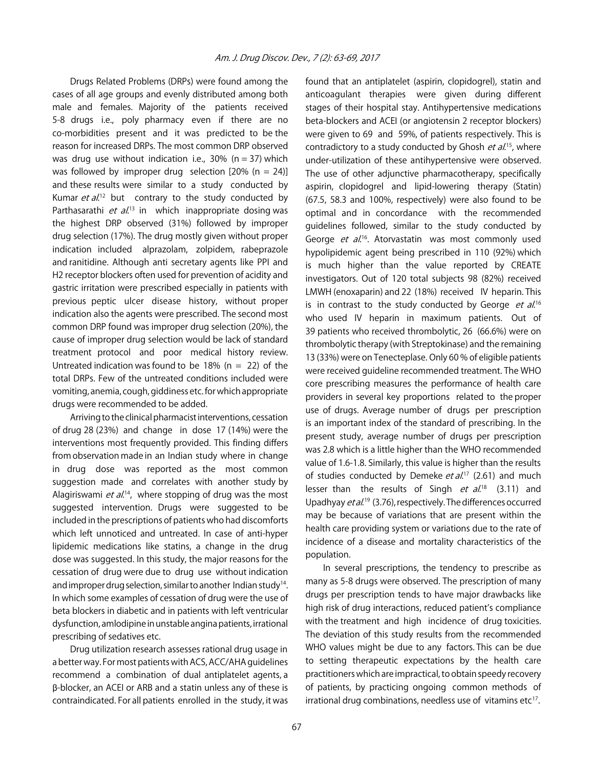Drugs Related Problems (DRPs) were found among the cases of all age groups and evenly distributed among both male and females. Majority of the patients received 5-8 drugs i.e., poly pharmacy even if there are no co-morbidities present and it was predicted to be the reason for increased DRPs. The most common DRP observed was drug use without indication i.e., 30% (n = 37) which was followed by improper drug selection [20% (n = 24)] and these results were similar to a study conducted by Kumar *et al.*[12] but contrary to the study conducted by Parthasarathi *et al.*[13] in which inappropriate dosing was the highest DRP observed (31%) followed by improper drug selection (17%). The drug mostly given without proper indication included alprazolam, zolpidem, rabeprazole and ranitidine. Although anti secretary agents like PPI and H2 receptor blockers often used for prevention of acidity and gastric irritation were prescribed especially in patients with previous peptic ulcer disease history, without proper indication also the agents were prescribed. The second most common DRP found was improper drug selection (20%), the cause of improper drug selection would be lack of standard treatment protocol and poor medical history review. Untreated indication was found to be 18% (n = 22) of the total DRPs. Few of the untreated conditions included were vomiting, anemia, cough, giddiness etc. for which appropriate drugs were recommended to be added.

Arriving to the clinical pharmacist interventions, cessation of drug 28 (23%) and change in dose 17 (14%) were the interventions most frequently provided. This finding differs from observation made in an Indian study where in change in drug dose was reported as the most common suggestion made and correlates with another study by Alagiriswami *et al.*[14], where stopping of drug was the most suggested intervention. Drugs were suggested to be included in the prescriptions of patients who had discomforts which left unnoticed and untreated. In case of anti-hyper lipidemic medications like statins, a change in the drug dose was suggested. In this study, the major reasons for the cessation of drug were due to drug use without indication and improper drug selection, similar to another Indian study[14]. In which some examples of cessation of drug were the use of beta blockers in diabetic and in patients with left ventricular dysfunction, amlodipine in unstable angina patients, irrational prescribing of sedatives etc.

Drug utilization research assesses rational drug usage in a better way. For most patients with ACS, ACC/AHA guidelines recommend a combination of dual antiplatelet agents, a β-blocker, an ACEI or ARB and a statin unless any of these is contraindicated. For all patients enrolled in the study, it was found that an antiplatelet (aspirin, clopidogrel), statin and anticoagulant therapies were given during different stages of their hospital stay. Antihypertensive medications beta-blockers and ACEI (or angiotensin 2 receptor blockers) were given to 69 and 59%, of patients respectively. This is contradictory to a study conducted by Ghosh *et al.*[15], where under-utilization of these antihypertensive were observed. The use of other adjunctive pharmacotherapy, specifically aspirin, clopidogrel and lipid-lowering therapy (Statin) (67.5, 58.3 and 100%, respectively) were also found to be optimal and in concordance with the recommended guidelines followed, similar to the study conducted by George *et al.*[16]. Atorvastatin was most commonly used hypolipidemic agent being prescribed in 110 (92%) which is much higher than the value reported by CREATE investigators. Out of 120 total subjects 98 (82%) received LMWH (enoxaparin) and 22 (18%) received IV heparin. This is in contrast to the study conducted by George *et al.*[16] who used IV heparin in maximum patients. Out of 39 patients who received thrombolytic, 26 (66.6%) were on thrombolytic therapy (with Streptokinase) and the remaining 13 (33%) were on Tenecteplase. Only 60 % of eligible patients were received guideline recommended treatment. The WHO core prescribing measures the performance of health care providers in several key proportions related to the proper use of drugs. Average number of drugs per prescription is an important index of the standard of prescribing. In the present study, average number of drugs per prescription was 2.8 which is a little higher than the WHO recommended value of 1.6-1.8. Similarly, this value is higher than the results of studies conducted by Demeke *et al.*[17] (2.61) and much lesser than the results of Singh *et al.*[18] (3.11) and Upadhyay *et al.*[19] (3.76), respectively. The differences occurred may be because of variations that are present within the health care providing system or variations due to the rate of incidence of a disease and mortality characteristics of the population.

In several prescriptions, the tendency to prescribe as many as 5-8 drugs were observed. The prescription of many drugs per prescription tends to have major drawbacks like high risk of drug interactions, reduced patient's compliance with the treatment and high incidence of drug toxicities. The deviation of this study results from the recommended WHO values might be due to any factors. This can be due to setting therapeutic expectations by the health care practitioners which are impractical, to obtain speedy recovery of patients, by practicing ongoing common methods of irrational drug combinations, needless use of vitamins etc[17].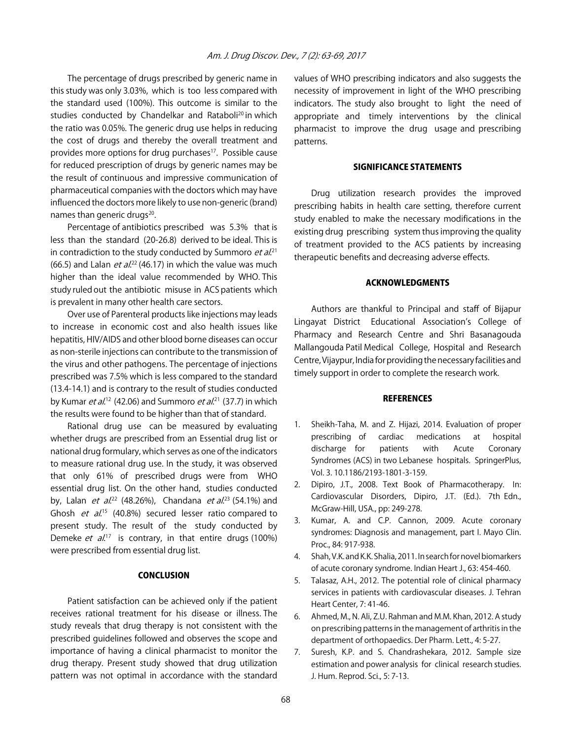The percentage of drugs prescribed by generic name in this study was only 3.03%, which is too less compared with the standard used (100%). This outcome is similar to the studies conducted by Chandelkar and Rataboli[20] in which the ratio was 0.05%. The generic drug use helps in reducing the cost of drugs and thereby the overall treatment and provides more options for drug purchases[17]. Possible cause for reduced prescription of drugs by generic names may be the result of continuous and impressive communication of pharmaceutical companies with the doctors which may have influenced the doctors more likely to use non-generic (brand) names than generic drugs[20].

Percentage of antibiotics prescribed was 5.3% that is less than the standard (20-26.8) derived to be ideal. This is in contradiction to the study conducted by Summoro *et al.*[21] (66.5) and Lalan *et al.*[22] (46.17) in which the value was much higher than the ideal value recommended by WHO. This study ruled out the antibiotic misuse in ACS patients which is prevalent in many other health care sectors.

Over use of Parenteral products like injections may leads to increase in economic cost and also health issues like hepatitis, HIV/AIDS and other blood borne diseases can occur as non-sterile injections can contribute to the transmission of the virus and other pathogens. The percentage of injections prescribed was 7.5% which is less compared to the standard (13.4-14.1) and is contrary to the result of studies conducted by Kumar *et al.*[12] (42.06) and Summoro *et al.*[21] (37.7) in which the results were found to be higher than that of standard.

Rational drug use can be measured by evaluating whether drugs are prescribed from an Essential drug list or national drug formulary, which serves as one of the indicators to measure rational drug use. In the study, it was observed that only 61% of prescribed drugs were from WHO essential drug list. On the other hand, studies conducted by, Lalan *et al.*[22] (48.26%), Chandana *et al.*[23] (54.1%) and Ghosh *et al.*[15] (40.8%) secured lesser ratio compared to present study. The result of the study conducted by Demeke *et al.*[17] is contrary, in that entire drugs (100%) were prescribed from essential drug list.

## CONCLUSION

Patient satisfaction can be achieved only if the patient receives rational treatment for his disease or illness. The study reveals that drug therapy is not consistent with the prescribed guidelines followed and observes the scope and importance of having a clinical pharmacist to monitor the drug therapy. Present study showed that drug utilization pattern was not optimal in accordance with the standard values of WHO prescribing indicators and also suggests the necessity of improvement in light of the WHO prescribing indicators. The study also brought to light the need of appropriate and timely interventions by the clinical pharmacist to improve the drug usage and prescribing patterns.

## SIGNIFICANCE STATEMENTS

Drug utilization research provides the improved prescribing habits in health care setting, therefore current study enabled to make the necessary modifications in the existing drug prescribing system thus improving the quality of treatment provided to the ACS patients by increasing therapeutic benefits and decreasing adverse effects.

## ACKNOWLEDGMENTS

Authors are thankful to Principal and staff of Bijapur Lingayat District Educational Association's College of Pharmacy and Research Centre and Shri Basanagouda Mallangouda Patil Medical College, Hospital and Research Centre, Vijaypur, India for providing the necessary facilities and timely support in order to complete the research work.

## REFERENCES

1. Sheikh-Taha, M. and Z. Hijazi, 2014. Evaluation of proper prescribing of cardiac medications at hospital discharge for patients with Acute Coronary Syndromes (ACS) in two Lebanese hospitals. SpringerPlus, Vol. 3. 10.1186/2193-1801-3-159.
2. Dipiro, J.T., 2008. Text Book of Pharmacotherapy. In: Cardiovascular Disorders, Dipiro, J.T. (Ed.). 7th Edn., McGraw-Hill, USA., pp: 249-278.
3. Kumar, A. and C.P. Cannon, 2009. Acute coronary syndromes: Diagnosis and management, part I. Mayo Clin. Proc., 84: 917-938.
4. Shah, V.K. and K.K. Shalia, 2011. In search for novel biomarkers of acute coronary syndrome. Indian Heart J., 63: 454-460.
5. Talasaz, A.H., 2012. The potential role of clinical pharmacy services in patients with cardiovascular diseases. J. Tehran Heart Center, 7: 41-46.
6. Ahmed, M., N. Ali, Z.U. Rahman and M.M. Khan, 2012. A study on prescribing patterns in the management of arthritis in the department of orthopaedics. Der Pharm. Lett., 4: 5-27.
7. Suresh, K.P. and S. Chandrashekara, 2012. Sample size estimation and power analysis for clinical research studies. J. Hum. Reprod. Sci., 5: 7-13.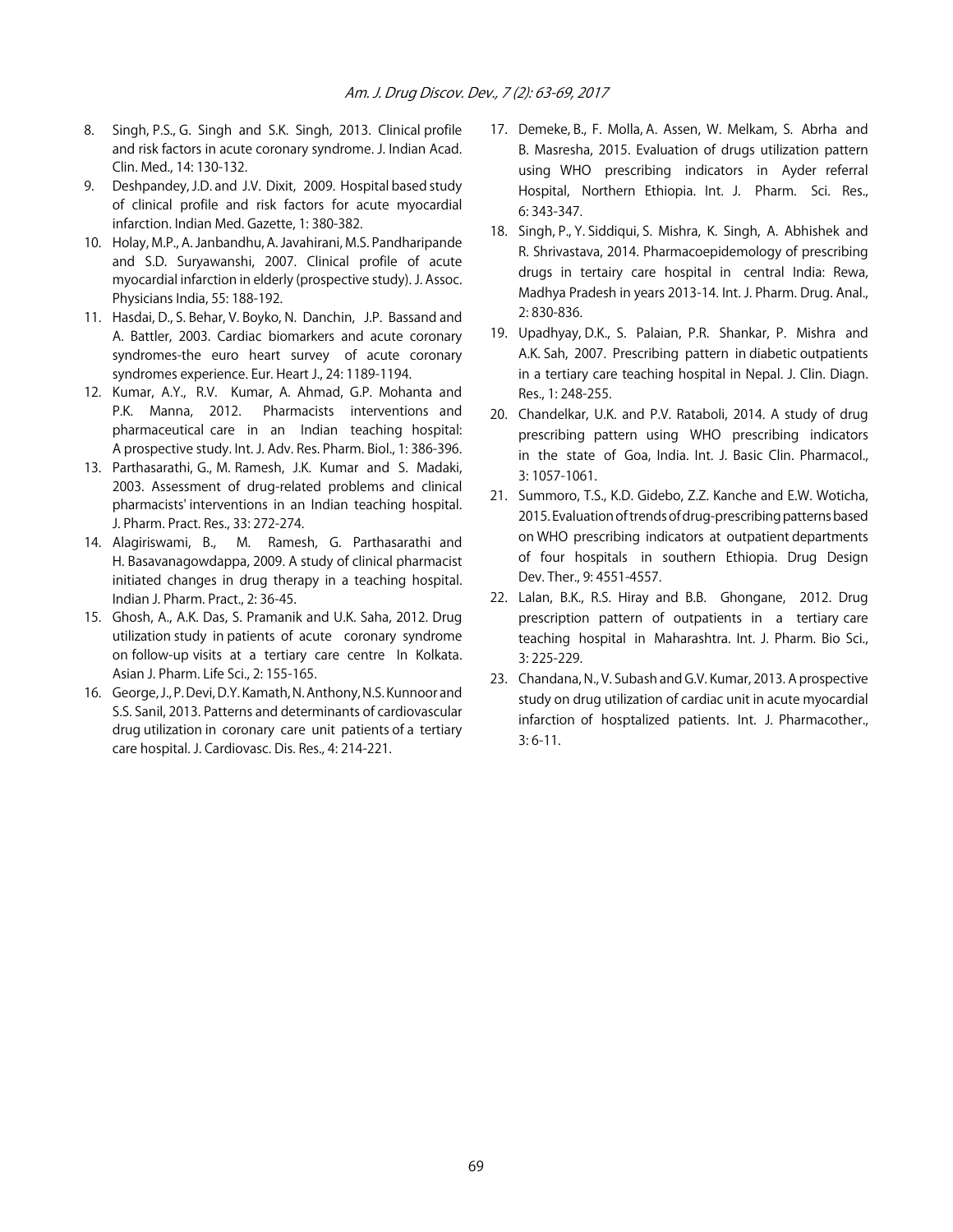8. Singh, P.S., G. Singh and S.K. Singh, 2013. Clinical profile and risk factors in acute coronary syndrome. J. Indian Acad. Clin. Med., 14: 130-132.
9. Deshpandey, J.D. and J.V. Dixit, 2009. Hospital based study of clinical profile and risk factors for acute myocardial infarction. Indian Med. Gazette, 1: 380-382.
10. Holay, M.P., A. Janbandhu, A. Javahirani, M.S. Pandharipande and S.D. Suryawanshi, 2007. Clinical profile of acute myocardial infarction in elderly (prospective study). J. Assoc. Physicians India, 55: 188-192.
11. Hasdai, D., S. Behar, V. Boyko, N. Danchin, J.P. Bassand and A. Battler, 2003. Cardiac biomarkers and acute coronary syndromes-the euro heart survey of acute coronary syndromes experience. Eur. Heart J., 24: 1189-1194.
12. Kumar, A.Y., R.V. Kumar, A. Ahmad, G.P. Mohanta and P.K. Manna, 2012. Pharmacists interventions and pharmaceutical care in an Indian teaching hospital: A prospective study. Int. J. Adv. Res. Pharm. Biol., 1: 386-396.
13. Parthasarathi, G., M. Ramesh, J.K. Kumar and S. Madaki, 2003. Assessment of drug-related problems and clinical pharmacists' interventions in an Indian teaching hospital. J. Pharm. Pract. Res., 33: 272-274.
14. Alagiriswami, B., M. Ramesh, G. Parthasarathi and H. Basavanagowdappa, 2009. A study of clinical pharmacist initiated changes in drug therapy in a teaching hospital. Indian J. Pharm. Pract., 2: 36-45.
15. Ghosh, A., A.K. Das, S. Pramanik and U.K. Saha, 2012. Drug utilization study in patients of acute coronary syndrome on follow-up visits at a tertiary care centre In Kolkata. Asian J. Pharm. Life Sci., 2: 155-165.
16. George, J., P. Devi, D.Y. Kamath, N. Anthony, N.S. Kunnoor and S.S. Sanil, 2013. Patterns and determinants of cardiovascular drug utilization in coronary care unit patients of a tertiary care hospital. J. Cardiovasc. Dis. Res., 4: 214-221.
17. Demeke, B., F. Molla, A. Assen, W. Melkam, S. Abrha and B. Masresha, 2015. Evaluation of drugs utilization pattern using WHO prescribing indicators in Ayder referral Hospital, Northern Ethiopia. Int. J. Pharm. Sci. Res., 6: 343-347.
18. Singh, P., Y. Siddiqui, S. Mishra, K. Singh, A. Abhishek and R. Shrivastava, 2014. Pharmacoepidemology of prescribing drugs in tertairy care hospital in central India: Rewa, Madhya Pradesh in years 2013-14. Int. J. Pharm. Drug. Anal., 2: 830-836.
19. Upadhyay, D.K., S. Palaian, P.R. Shankar, P. Mishra and A.K. Sah, 2007. Prescribing pattern in diabetic outpatients in a tertiary care teaching hospital in Nepal. J. Clin. Diagn. Res., 1: 248-255.
20. Chandelkar, U.K. and P.V. Rataboli, 2014. A study of drug prescribing pattern using WHO prescribing indicators in the state of Goa, India. Int. J. Basic Clin. Pharmacol., 3: 1057-1061.
21. Summoro, T.S., K.D. Gidebo, Z.Z. Kanche and E.W. Woticha, 2015. Evaluation of trends of drug-prescribing patterns based on WHO prescribing indicators at outpatient departments of four hospitals in southern Ethiopia. Drug Design Dev. Ther., 9: 4551-4557.
22. Lalan, B.K., R.S. Hiray and B.B. Ghongane, 2012. Drug prescription pattern of outpatients in a tertiary care teaching hospital in Maharashtra. Int. J. Pharm. Bio Sci., 3: 225-229.
23. Chandana, N., V. Subash and G.V. Kumar, 2013. A prospective study on drug utilization of cardiac unit in acute myocardial infarction of hosptalized patients. Int. J. Pharmacother., 3: 6-11.